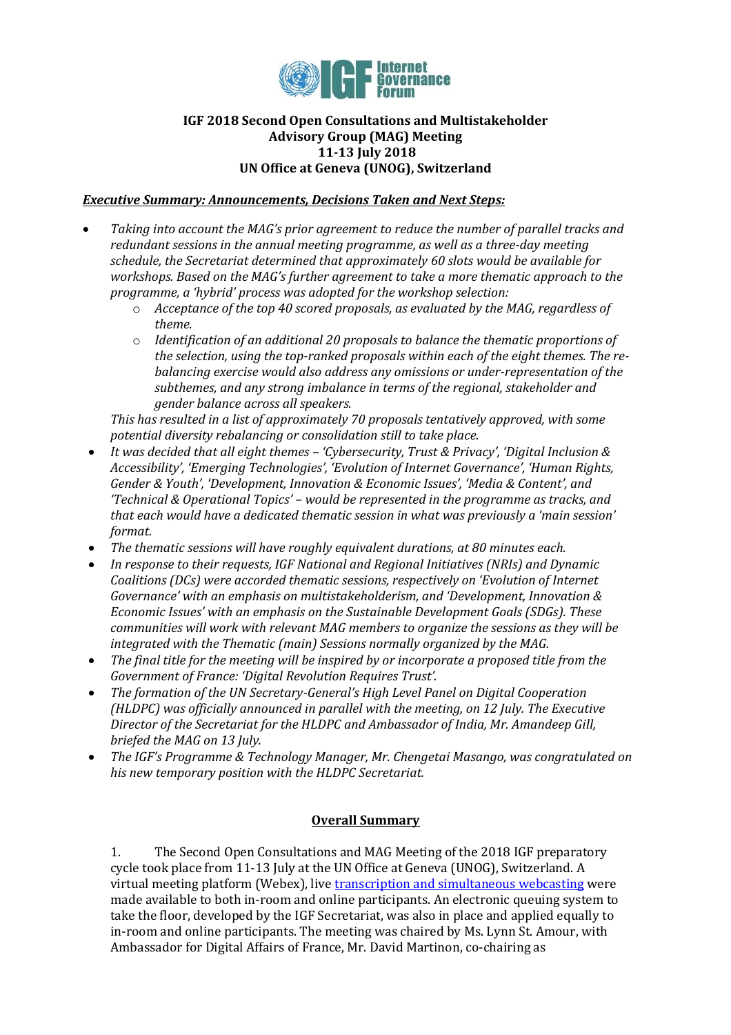**IGF 2018 Second Open Consultations and Multistakeholder Advisory Group (MAG) Meeting**
**11-13 July 2018**
**UN Office at Geneva (UNOG), Switzerland**

***Executive Summary: Announcements, Decisions Taken and Next Steps:***

- *Taking into account the MAG's prior agreement to reduce the number of parallel tracks and redundant sessions in the annual meeting programme, as well as a three-day meeting schedule, the Secretariat determined that approximately 60 slots would be available for workshops. Based on the MAG's further agreement to take a more thematic approach to the programme, a 'hybrid' process was adopted for the workshop selection:*
    - *Acceptance of the top 40 scored proposals, as evaluated by the MAG, regardless of theme.*
    - *Identification of an additional 20 proposals to balance the thematic proportions of the selection, using the top-ranked proposals within each of the eight themes. The re-balancing exercise would also address any omissions or under-representation of the subthemes, and any strong imbalance in terms of the regional, stakeholder and gender balance across all speakers.*

  *This has resulted in a list of approximately 70 proposals tentatively approved, with some potential diversity rebalancing or consolidation still to take place.*
- *It was decided that all eight themes – 'Cybersecurity, Trust & Privacy', 'Digital Inclusion & Accessibility', 'Emerging Technologies', 'Evolution of Internet Governance', 'Human Rights, Gender & Youth', 'Development, Innovation & Economic Issues', 'Media & Content', and 'Technical & Operational Topics' – would be represented in the programme as tracks, and that each would have a dedicated thematic session in what was previously a 'main session' format.*
- *The thematic sessions will have roughly equivalent durations, at 80 minutes each.*
- *In response to their requests, IGF National and Regional Initiatives (NRIs) and Dynamic Coalitions (DCs) were accorded thematic sessions, respectively on 'Evolution of Internet Governance' with an emphasis on multistakeholderism, and 'Development, Innovation & Economic Issues' with an emphasis on the Sustainable Development Goals (SDGs). These communities will work with relevant MAG members to organize the sessions as they will be integrated with the Thematic (main) Sessions normally organized by the MAG.*
- *The final title for the meeting will be inspired by or incorporate a proposed title from the Government of France: 'Digital Revolution Requires Trust'.*
- *The formation of the UN Secretary-General's High Level Panel on Digital Cooperation (HLDPC) was officially announced in parallel with the meeting, on 12 July. The Executive Director of the Secretariat for the HLDPC and Ambassador of India, Mr. Amandeep Gill, briefed the MAG on 13 July.*
- *The IGF's Programme & Technology Manager, Mr. Chengetai Masango, was congratulated on his new temporary position with the HLDPC Secretariat.*

## Overall Summary

1. The Second Open Consultations and MAG Meeting of the 2018 IGF preparatory cycle took place from 11-13 July at the UN Office at Geneva (UNOG), Switzerland. A virtual meeting platform (Webex), live [transcription and simultaneous webcasting]() were made available to both in-room and online participants. An electronic queuing system to take the floor, developed by the IGF Secretariat, was also in place and applied equally to in-room and online participants. The meeting was chaired by Ms. Lynn St. Amour, with Ambassador for Digital Affairs of France, Mr. David Martinon, co-chairing as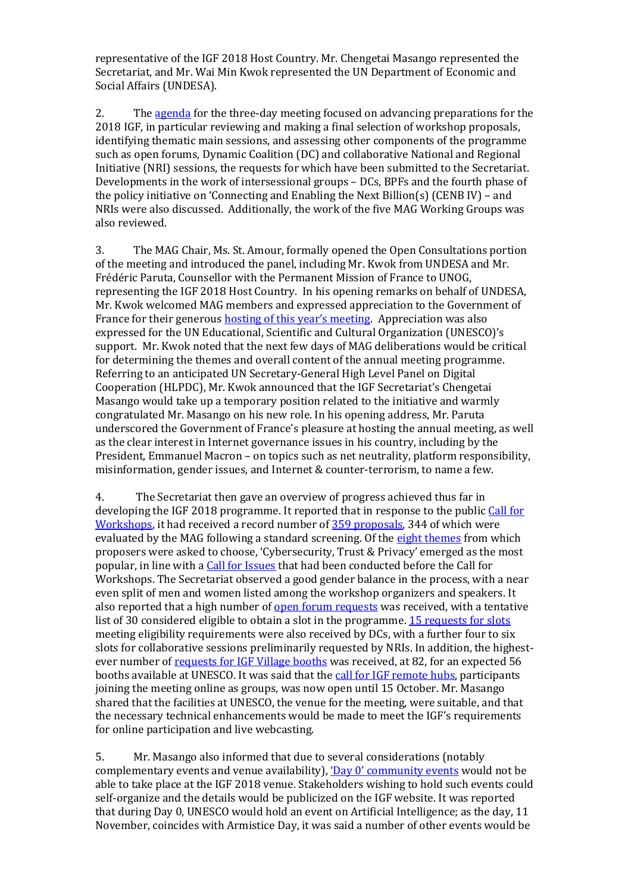representative of the IGF 2018 Host Country. Mr. Chengetai Masango represented the Secretariat, and Mr. Wai Min Kwok represented the UN Department of Economic and Social Affairs (UNDESA).

2. The agenda for the three-day meeting focused on advancing preparations for the 2018 IGF, in particular reviewing and making a final selection of workshop proposals, identifying thematic main sessions, and assessing other components of the programme such as open forums, Dynamic Coalition (DC) and collaborative National and Regional Initiative (NRI) sessions, the requests for which have been submitted to the Secretariat. Developments in the work of intersessional groups – DCs, BPFs and the fourth phase of the policy initiative on 'Connecting and Enabling the Next Billion(s) (CENB IV) – and NRIs were also discussed. Additionally, the work of the five MAG Working Groups was also reviewed.

3. The MAG Chair, Ms. St. Amour, formally opened the Open Consultations portion of the meeting and introduced the panel, including Mr. Kwok from UNDESA and Mr. Frédéric Paruta, Counsellor with the Permanent Mission of France to UNOG, representing the IGF 2018 Host Country. In his opening remarks on behalf of UNDESA, Mr. Kwok welcomed MAG members and expressed appreciation to the Government of France for their generous hosting of this year's meeting. Appreciation was also expressed for the UN Educational, Scientific and Cultural Organization (UNESCO)'s support. Mr. Kwok noted that the next few days of MAG deliberations would be critical for determining the themes and overall content of the annual meeting programme. Referring to an anticipated UN Secretary-General High Level Panel on Digital Cooperation (HLPDC), Mr. Kwok announced that the IGF Secretariat's Chengetai Masango would take up a temporary position related to the initiative and warmly congratulated Mr. Masango on his new role. In his opening address, Mr. Paruta underscored the Government of France's pleasure at hosting the annual meeting, as well as the clear interest in Internet governance issues in his country, including by the President, Emmanuel Macron – on topics such as net neutrality, platform responsibility, misinformation, gender issues, and Internet & counter-terrorism, to name a few.

4. The Secretariat then gave an overview of progress achieved thus far in developing the IGF 2018 programme. It reported that in response to the public Call for Workshops, it had received a record number of 359 proposals, 344 of which were evaluated by the MAG following a standard screening. Of the eight themes from which proposers were asked to choose, 'Cybersecurity, Trust & Privacy' emerged as the most popular, in line with a Call for Issues that had been conducted before the Call for Workshops. The Secretariat observed a good gender balance in the process, with a near even split of men and women listed among the workshop organizers and speakers. It also reported that a high number of open forum requests was received, with a tentative list of 30 considered eligible to obtain a slot in the programme. 15 requests for slots meeting eligibility requirements were also received by DCs, with a further four to six slots for collaborative sessions preliminarily requested by NRIs. In addition, the highest-ever number of requests for IGF Village booths was received, at 82, for an expected 56 booths available at UNESCO. It was said that the call for IGF remote hubs, participants joining the meeting online as groups, was now open until 15 October. Mr. Masango shared that the facilities at UNESCO, the venue for the meeting, were suitable, and that the necessary technical enhancements would be made to meet the IGF's requirements for online participation and live webcasting.

5. Mr. Masango also informed that due to several considerations (notably complementary events and venue availability), 'Day 0' community events would not be able to take place at the IGF 2018 venue. Stakeholders wishing to hold such events could self-organize and the details would be publicized on the IGF website. It was reported that during Day 0, UNESCO would hold an event on Artificial Intelligence; as the day, 11 November, coincides with Armistice Day, it was said a number of other events would be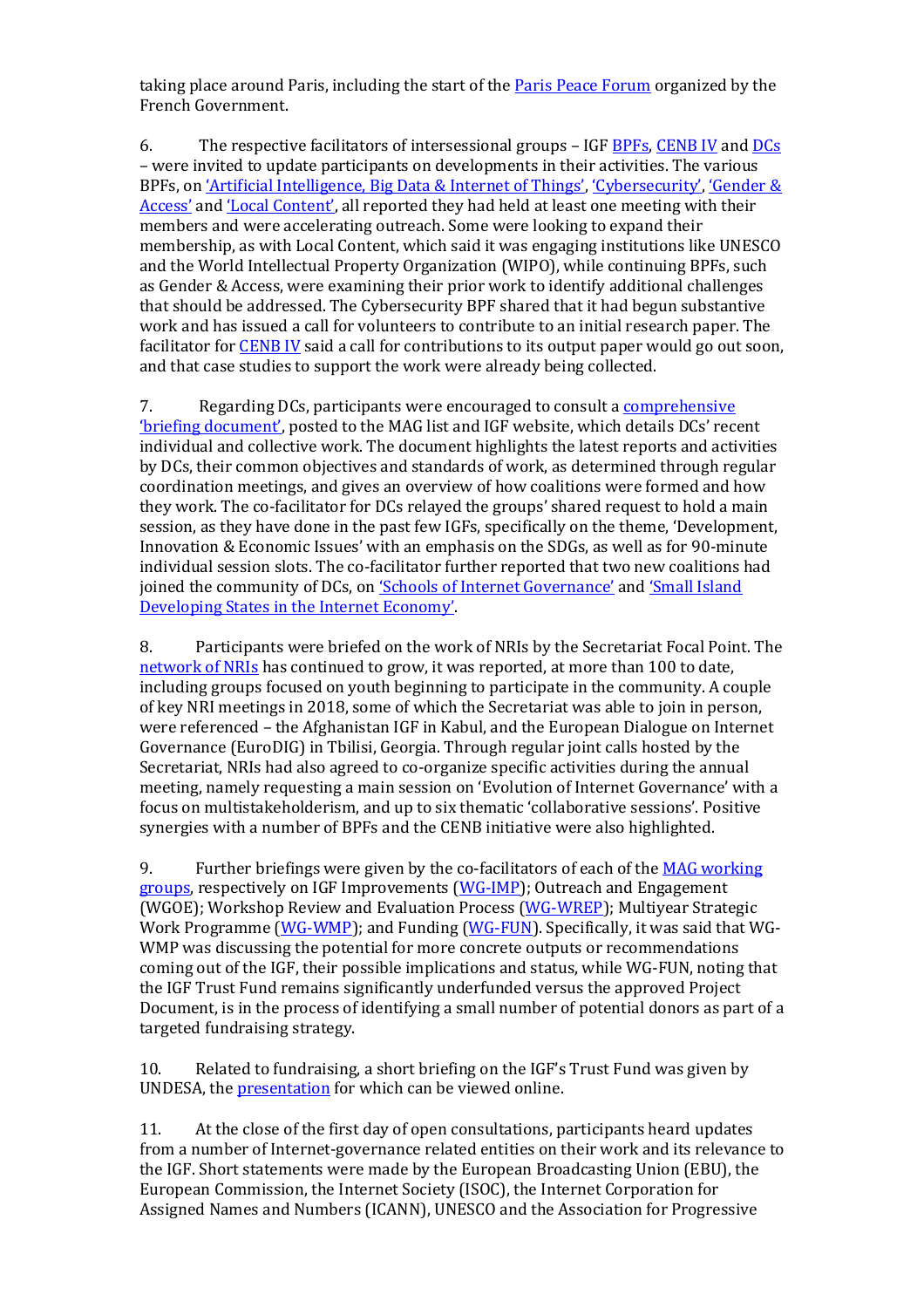taking place around Paris, including the start of the Paris Peace Forum organized by the French Government.

6. The respective facilitators of intersessional groups – IGF BPFs, CENB IV and DCs – were invited to update participants on developments in their activities. The various BPFs, on 'Artificial Intelligence, Big Data & Internet of Things', 'Cybersecurity', 'Gender & Access' and 'Local Content', all reported they had held at least one meeting with their members and were accelerating outreach. Some were looking to expand their membership, as with Local Content, which said it was engaging institutions like UNESCO and the World Intellectual Property Organization (WIPO), while continuing BPFs, such as Gender & Access, were examining their prior work to identify additional challenges that should be addressed. The Cybersecurity BPF shared that it had begun substantive work and has issued a call for volunteers to contribute to an initial research paper. The facilitator for CENB IV said a call for contributions to its output paper would go out soon, and that case studies to support the work were already being collected.

7. Regarding DCs, participants were encouraged to consult a comprehensive 'briefing document', posted to the MAG list and IGF website, which details DCs' recent individual and collective work. The document highlights the latest reports and activities by DCs, their common objectives and standards of work, as determined through regular coordination meetings, and gives an overview of how coalitions were formed and how they work. The co-facilitator for DCs relayed the groups' shared request to hold a main session, as they have done in the past few IGFs, specifically on the theme, 'Development, Innovation & Economic Issues' with an emphasis on the SDGs, as well as for 90-minute individual session slots. The co-facilitator further reported that two new coalitions had joined the community of DCs, on 'Schools of Internet Governance' and 'Small Island Developing States in the Internet Economy'.

8. Participants were briefed on the work of NRIs by the Secretariat Focal Point. The network of NRIs has continued to grow, it was reported, at more than 100 to date, including groups focused on youth beginning to participate in the community. A couple of key NRI meetings in 2018, some of which the Secretariat was able to join in person, were referenced – the Afghanistan IGF in Kabul, and the European Dialogue on Internet Governance (EuroDIG) in Tbilisi, Georgia. Through regular joint calls hosted by the Secretariat, NRIs had also agreed to co-organize specific activities during the annual meeting, namely requesting a main session on 'Evolution of Internet Governance' with a focus on multistakeholderism, and up to six thematic 'collaborative sessions'. Positive synergies with a number of BPFs and the CENB initiative were also highlighted.

9. Further briefings were given by the co-facilitators of each of the MAG working groups, respectively on IGF Improvements (WG-IMP); Outreach and Engagement (WGOE); Workshop Review and Evaluation Process (WG-WREP); Multiyear Strategic Work Programme (WG-WMP); and Funding (WG-FUN). Specifically, it was said that WG-WMP was discussing the potential for more concrete outputs or recommendations coming out of the IGF, their possible implications and status, while WG-FUN, noting that the IGF Trust Fund remains significantly underfunded versus the approved Project Document, is in the process of identifying a small number of potential donors as part of a targeted fundraising strategy.

10. Related to fundraising, a short briefing on the IGF's Trust Fund was given by UNDESA, the presentation for which can be viewed online.

11. At the close of the first day of open consultations, participants heard updates from a number of Internet-governance related entities on their work and its relevance to the IGF. Short statements were made by the European Broadcasting Union (EBU), the European Commission, the Internet Society (ISOC), the Internet Corporation for Assigned Names and Numbers (ICANN), UNESCO and the Association for Progressive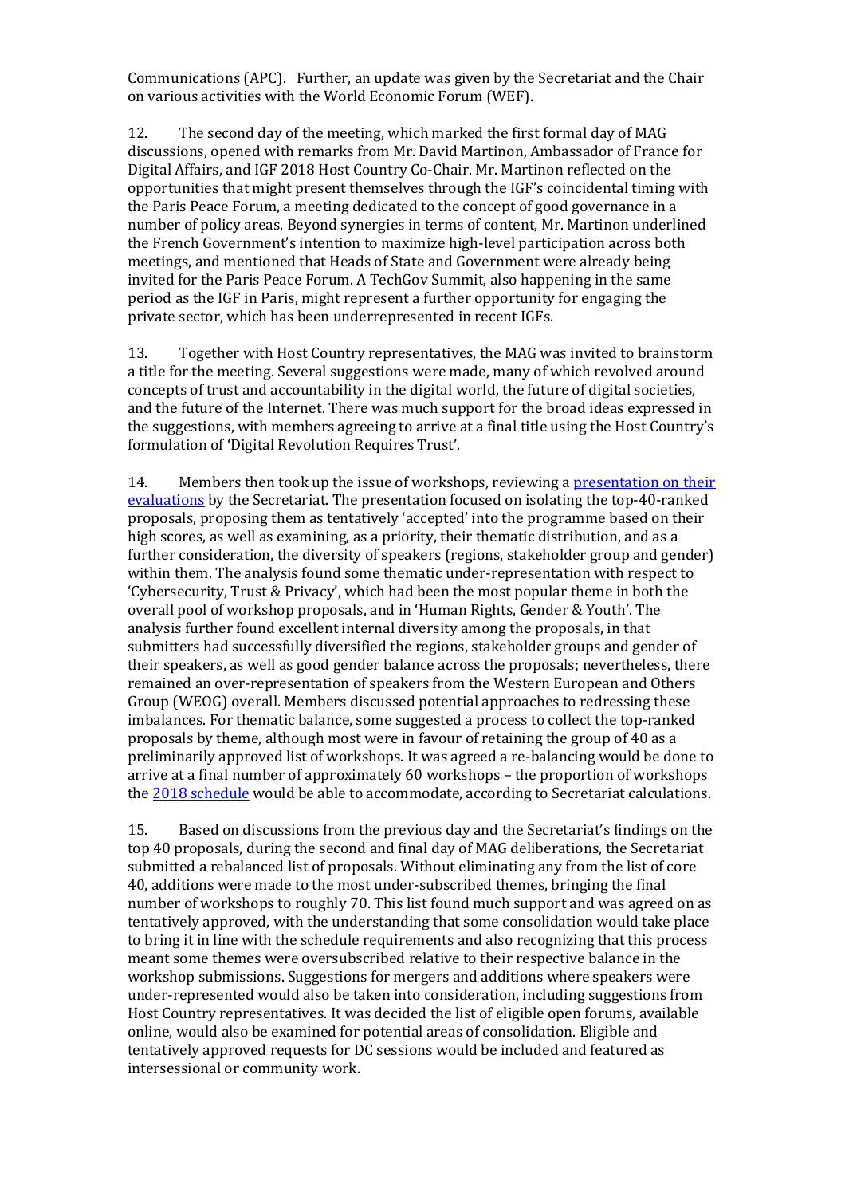Communications (APC). Further, an update was given by the Secretariat and the Chair on various activities with the World Economic Forum (WEF).

12. The second day of the meeting, which marked the first formal day of MAG discussions, opened with remarks from Mr. David Martinon, Ambassador of France for Digital Affairs, and IGF 2018 Host Country Co-Chair. Mr. Martinon reflected on the opportunities that might present themselves through the IGF's coincidental timing with the Paris Peace Forum, a meeting dedicated to the concept of good governance in a number of policy areas. Beyond synergies in terms of content, Mr. Martinon underlined the French Government's intention to maximize high-level participation across both meetings, and mentioned that Heads of State and Government were already being invited for the Paris Peace Forum. A TechGov Summit, also happening in the same period as the IGF in Paris, might represent a further opportunity for engaging the private sector, which has been underrepresented in recent IGFs.

13. Together with Host Country representatives, the MAG was invited to brainstorm a title for the meeting. Several suggestions were made, many of which revolved around concepts of trust and accountability in the digital world, the future of digital societies, and the future of the Internet. There was much support for the broad ideas expressed in the suggestions, with members agreeing to arrive at a final title using the Host Country's formulation of 'Digital Revolution Requires Trust'.

14. Members then took up the issue of workshops, reviewing a presentation on their evaluations by the Secretariat. The presentation focused on isolating the top-40-ranked proposals, proposing them as tentatively 'accepted' into the programme based on their high scores, as well as examining, as a priority, their thematic distribution, and as a further consideration, the diversity of speakers (regions, stakeholder group and gender) within them. The analysis found some thematic under-representation with respect to 'Cybersecurity, Trust & Privacy', which had been the most popular theme in both the overall pool of workshop proposals, and in 'Human Rights, Gender & Youth'. The analysis further found excellent internal diversity among the proposals, in that submitters had successfully diversified the regions, stakeholder groups and gender of their speakers, as well as good gender balance across the proposals; nevertheless, there remained an over-representation of speakers from the Western European and Others Group (WEOG) overall. Members discussed potential approaches to redressing these imbalances. For thematic balance, some suggested a process to collect the top-ranked proposals by theme, although most were in favour of retaining the group of 40 as a preliminarily approved list of workshops. It was agreed a re-balancing would be done to arrive at a final number of approximately 60 workshops – the proportion of workshops the 2018 schedule would be able to accommodate, according to Secretariat calculations.

15. Based on discussions from the previous day and the Secretariat's findings on the top 40 proposals, during the second and final day of MAG deliberations, the Secretariat submitted a rebalanced list of proposals. Without eliminating any from the list of core 40, additions were made to the most under-subscribed themes, bringing the final number of workshops to roughly 70. This list found much support and was agreed on as tentatively approved, with the understanding that some consolidation would take place to bring it in line with the schedule requirements and also recognizing that this process meant some themes were oversubscribed relative to their respective balance in the workshop submissions. Suggestions for mergers and additions where speakers were under-represented would also be taken into consideration, including suggestions from Host Country representatives. It was decided the list of eligible open forums, available online, would also be examined for potential areas of consolidation. Eligible and tentatively approved requests for DC sessions would be included and featured as intersessional or community work.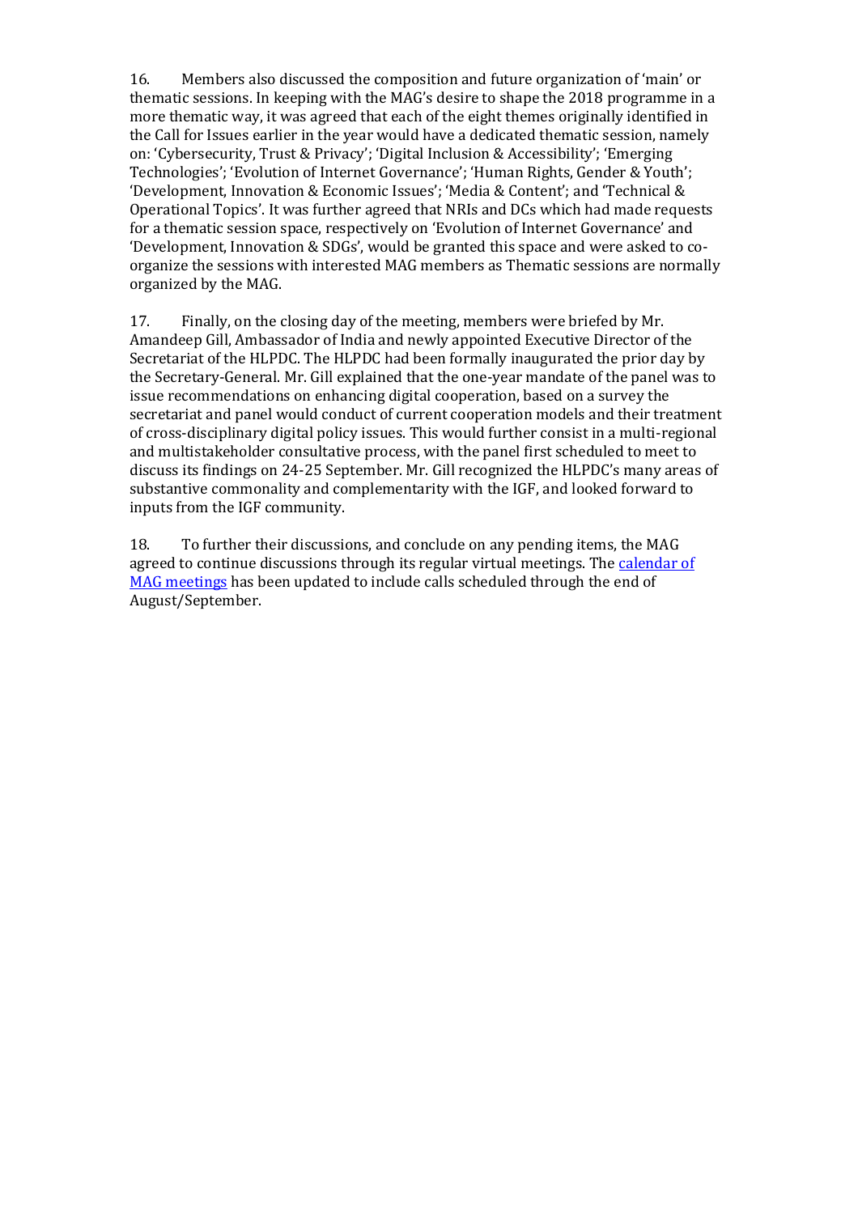16. Members also discussed the composition and future organization of 'main' or thematic sessions. In keeping with the MAG's desire to shape the 2018 programme in a more thematic way, it was agreed that each of the eight themes originally identified in the Call for Issues earlier in the year would have a dedicated thematic session, namely on: 'Cybersecurity, Trust & Privacy'; 'Digital Inclusion & Accessibility'; 'Emerging Technologies'; 'Evolution of Internet Governance'; 'Human Rights, Gender & Youth'; 'Development, Innovation & Economic Issues'; 'Media & Content'; and 'Technical & Operational Topics'. It was further agreed that NRIs and DCs which had made requests for a thematic session space, respectively on 'Evolution of Internet Governance' and 'Development, Innovation & SDGs', would be granted this space and were asked to co-organize the sessions with interested MAG members as Thematic sessions are normally organized by the MAG.

17. Finally, on the closing day of the meeting, members were briefed by Mr. Amandeep Gill, Ambassador of India and newly appointed Executive Director of the Secretariat of the HLPDC. The HLPDC had been formally inaugurated the prior day by the Secretary-General. Mr. Gill explained that the one-year mandate of the panel was to issue recommendations on enhancing digital cooperation, based on a survey the secretariat and panel would conduct of current cooperation models and their treatment of cross-disciplinary digital policy issues. This would further consist in a multi-regional and multistakeholder consultative process, with the panel first scheduled to meet to discuss its findings on 24-25 September. Mr. Gill recognized the HLPDC's many areas of substantive commonality and complementarity with the IGF, and looked forward to inputs from the IGF community.

18. To further their discussions, and conclude on any pending items, the MAG agreed to continue discussions through its regular virtual meetings. The calendar of MAG meetings has been updated to include calls scheduled through the end of August/September.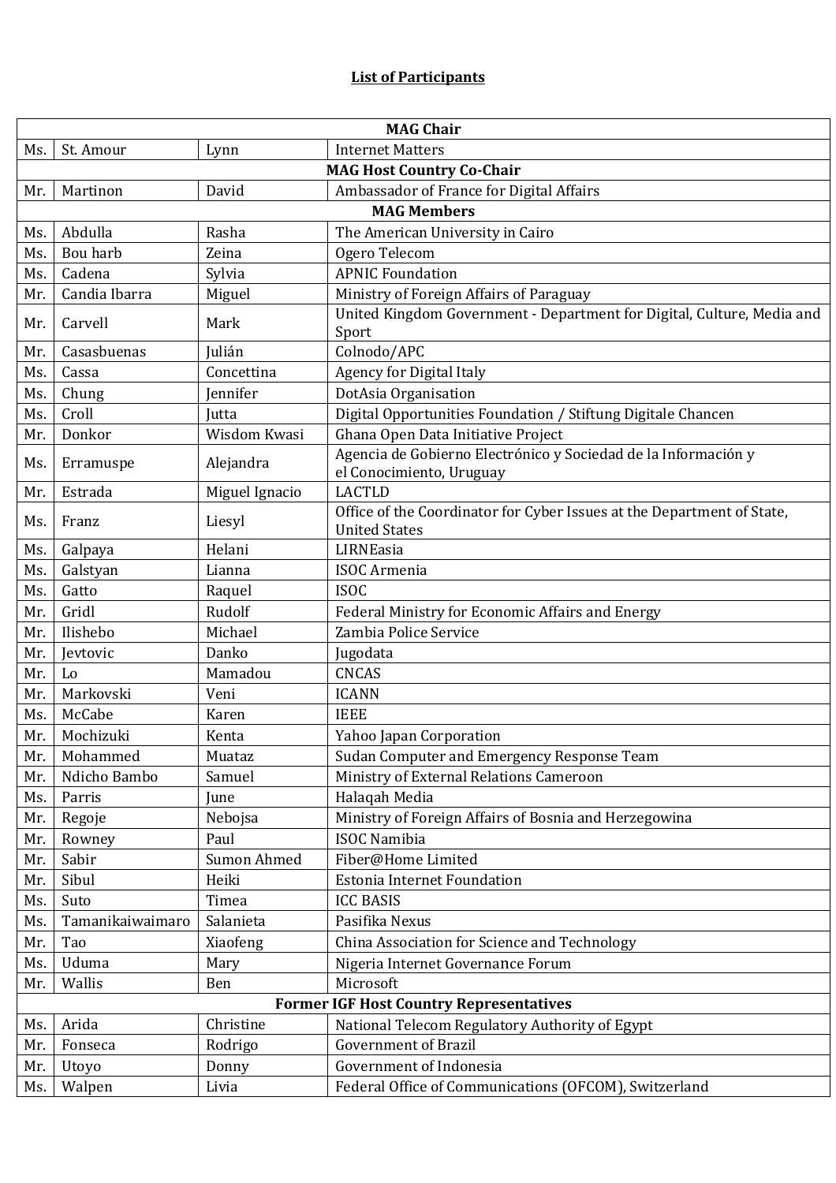**List of Participants**

| | | | |
|---|---|---|---|
| **MAG Chair** | | | |
| Ms. | St. Amour | Lynn | Internet Matters |
| **MAG Host Country Co-Chair** | | | |
| Mr. | Martinon | David | Ambassador of France for Digital Affairs |
| **MAG Members** | | | |
| Ms. | Abdulla | Rasha | The American University in Cairo |
| Ms. | Bou harb | Zeina | Ogero Telecom |
| Ms. | Cadena | Sylvia | APNIC Foundation |
| Mr. | Candia Ibarra | Miguel | Ministry of Foreign Affairs of Paraguay |
| Mr. | Carvell | Mark | United Kingdom Government - Department for Digital, Culture, Media and Sport |
| Mr. | Casasbuenas | Julián | Colnodo/APC |
| Ms. | Cassa | Concettina | Agency for Digital Italy |
| Ms. | Chung | Jennifer | DotAsia Organisation |
| Ms. | Croll | Jutta | Digital Opportunities Foundation / Stiftung Digitale Chancen |
| Mr. | Donkor | Wisdom Kwasi | Ghana Open Data Initiative Project |
| Ms. | Erramuspe | Alejandra | Agencia de Gobierno Electrónico y Sociedad de la Información y el Conocimiento, Uruguay |
| Mr. | Estrada | Miguel Ignacio | LACTLD |
| Ms. | Franz | Liesyl | Office of the Coordinator for Cyber Issues at the Department of State, United States |
| Ms. | Galpaya | Helani | LIRNEasia |
| Ms. | Galstyan | Lianna | ISOC Armenia |
| Ms. | Gatto | Raquel | ISOC |
| Mr. | Gridl | Rudolf | Federal Ministry for Economic Affairs and Energy |
| Mr. | Ilishebo | Michael | Zambia Police Service |
| Mr. | Jevtovic | Danko | Jugodata |
| Mr. | Lo | Mamadou | CNCAS |
| Mr. | Markovski | Veni | ICANN |
| Ms. | McCabe | Karen | IEEE |
| Mr. | Mochizuki | Kenta | Yahoo Japan Corporation |
| Mr. | Mohammed | Muataz | Sudan Computer and Emergency Response Team |
| Mr. | Ndicho Bambo | Samuel | Ministry of External Relations Cameroon |
| Ms. | Parris | June | Halaqah Media |
| Mr. | Regoje | Nebojsa | Ministry of Foreign Affairs of Bosnia and Herzegowina |
| Mr. | Rowney | Paul | ISOC Namibia |
| Mr. | Sabir | Sumon Ahmed | Fiber@Home Limited |
| Mr. | Sibul | Heiki | Estonia Internet Foundation |
| Ms. | Suto | Timea | ICC BASIS |
| Ms. | Tamanikaiwaimaro | Salanieta | Pasifika Nexus |
| Mr. | Tao | Xiaofeng | China Association for Science and Technology |
| Ms. | Uduma | Mary | Nigeria Internet Governance Forum |
| Mr. | Wallis | Ben | Microsoft |
| **Former IGF Host Country Representatives** | | | |
| Ms. | Arida | Christine | National Telecom Regulatory Authority of Egypt |
| Mr. | Fonseca | Rodrigo | Government of Brazil |
| Mr. | Utoyo | Donny | Government of Indonesia |
| Ms. | Walpen | Livia | Federal Office of Communications (OFCOM), Switzerland |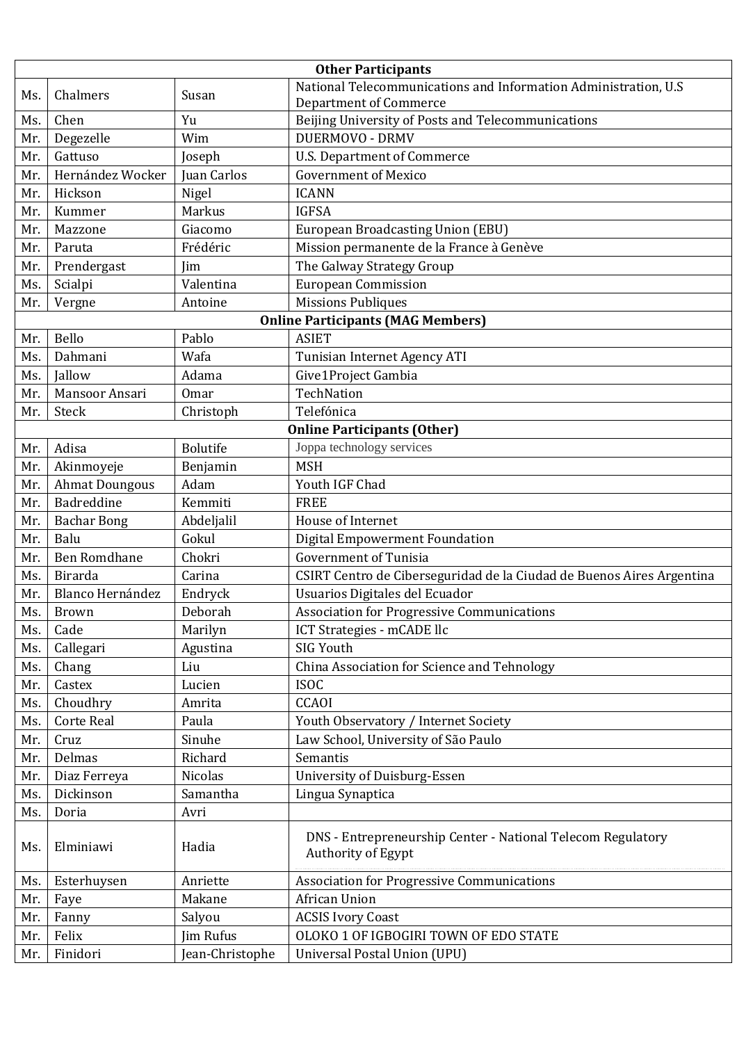| Other Participants | | | |
|---|---|---|---|
| Ms. | Chalmers | Susan | National Telecommunications and Information Administration, U.S Department of Commerce |
| Ms. | Chen | Yu | Beijing University of Posts and Telecommunications |
| Mr. | Degezelle | Wim | DUERMOVO - DRMV |
| Mr. | Gattuso | Joseph | U.S. Department of Commerce |
| Mr. | Hernández Wocker | Juan Carlos | Government of Mexico |
| Mr. | Hickson | Nigel | ICANN |
| Mr. | Kummer | Markus | IGFSA |
| Mr. | Mazzone | Giacomo | European Broadcasting Union (EBU) |
| Mr. | Paruta | Frédéric | Mission permanente de la France à Genève |
| Mr. | Prendergast | Jim | The Galway Strategy Group |
| Ms. | Scialpi | Valentina | European Commission |
| Mr. | Vergne | Antoine | Missions Publiques |
| **Online Participants (MAG Members)** | | | |
| Mr. | Bello | Pablo | ASIET |
| Ms. | Dahmani | Wafa | Tunisian Internet Agency ATI |
| Ms. | Jallow | Adama | Give1Project Gambia |
| Mr. | Mansoor Ansari | Omar | TechNation |
| Mr. | Steck | Christoph | Telefónica |
| **Online Participants (Other)** | | | |
| Mr. | Adisa | Bolutife | Joppa technology services |
| Mr. | Akinmoyeje | Benjamin | MSH |
| Mr. | Ahmat Doungous | Adam | Youth IGF Chad |
| Mr. | Badreddine | Kemmiti | FREE |
| Mr. | Bachar Bong | Abdeljalil | House of Internet |
| Mr. | Balu | Gokul | Digital Empowerment Foundation |
| Mr. | Ben Romdhane | Chokri | Government of Tunisia |
| Ms. | Birarda | Carina | CSIRT Centro de Ciberseguridad de la Ciudad de Buenos Aires Argentina |
| Mr. | Blanco Hernández | Endryck | Usuarios Digitales del Ecuador |
| Ms. | Brown | Deborah | Association for Progressive Communications |
| Ms. | Cade | Marilyn | ICT Strategies - mCADE llc |
| Ms. | Callegari | Agustina | SIG Youth |
| Ms. | Chang | Liu | China Association for Science and Tehnology |
| Mr. | Castex | Lucien | ISOC |
| Ms. | Choudhry | Amrita | CCAOI |
| Ms. | Corte Real | Paula | Youth Observatory / Internet Society |
| Mr. | Cruz | Sinuhe | Law School, University of São Paulo |
| Mr. | Delmas | Richard | Semantis |
| Mr. | Diaz Ferreya | Nicolas | University of Duisburg-Essen |
| Ms. | Dickinson | Samantha | Lingua Synaptica |
| Ms. | Doria | Avri | |
| Ms. | Elminiawi | Hadia | DNS - Entrepreneurship Center - National Telecom Regulatory Authority of Egypt |
| Ms. | Esterhuysen | Anriette | Association for Progressive Communications |
| Mr. | Faye | Makane | African Union |
| Mr. | Fanny | Salyou | ACSIS Ivory Coast |
| Mr. | Felix | Jim Rufus | OLOKO 1 OF IGBOGIRI TOWN OF EDO STATE |
| Mr. | Finidori | Jean-Christophe | Universal Postal Union (UPU) |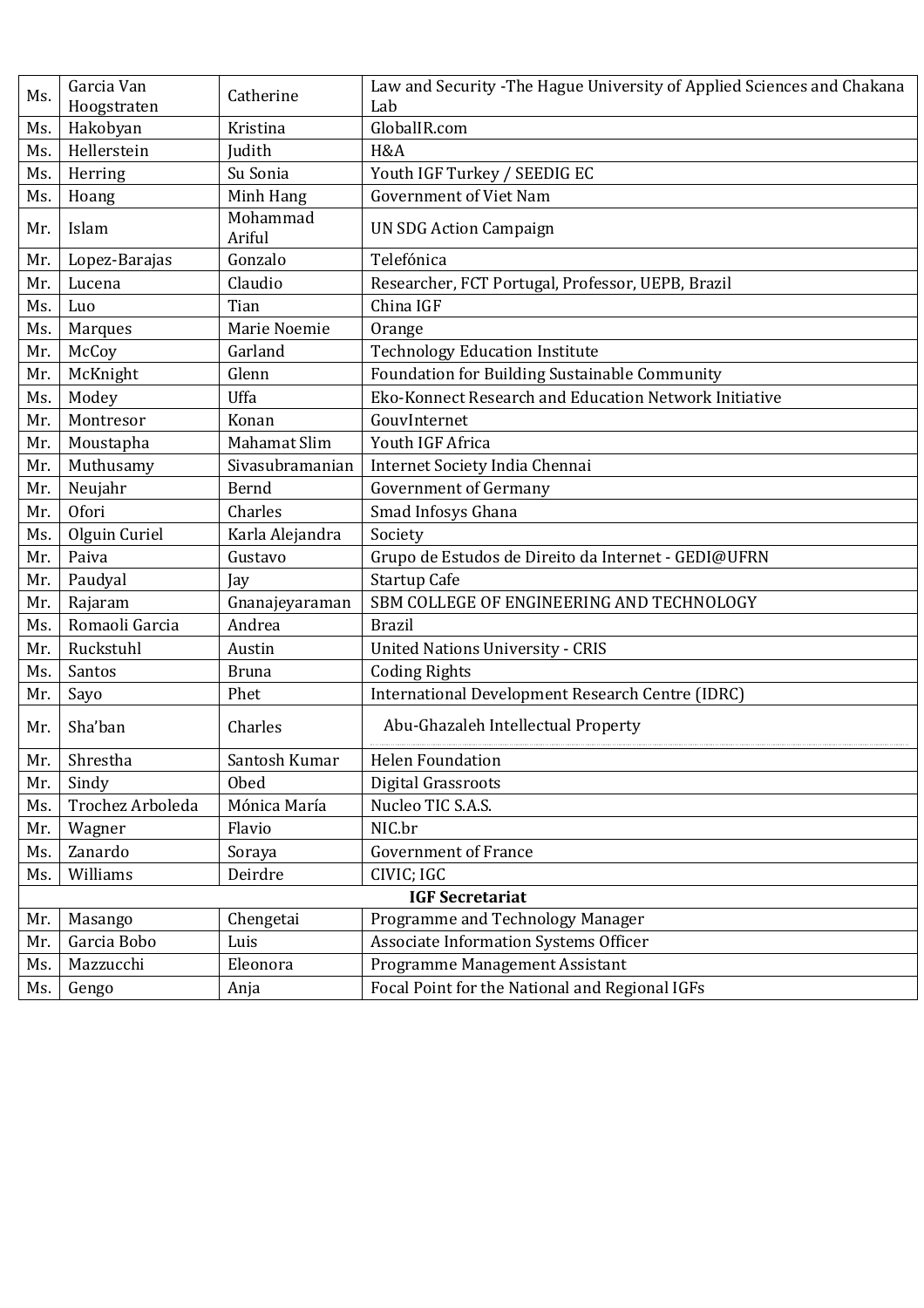| | | | |
|---|---|---|---|
| Ms. | Garcia Van Hoogstraten | Catherine | Law and Security -The Hague University of Applied Sciences and Chakana Lab |
| Ms. | Hakobyan | Kristina | GlobalIR.com |
| Ms. | Hellerstein | Judith | H&A |
| Ms. | Herring | Su Sonia | Youth IGF Turkey / SEEDIG EC |
| Ms. | Hoang | Minh Hang | Government of Viet Nam |
| Mr. | Islam | Mohammad Ariful | UN SDG Action Campaign |
| Mr. | Lopez-Barajas | Gonzalo | Telefónica |
| Mr. | Lucena | Claudio | Researcher, FCT Portugal, Professor, UEPB, Brazil |
| Ms. | Luo | Tian | China IGF |
| Ms. | Marques | Marie Noemie | Orange |
| Mr. | McCoy | Garland | Technology Education Institute |
| Mr. | McKnight | Glenn | Foundation for Building Sustainable Community |
| Ms. | Modey | Uffa | Eko-Konnect Research and Education Network Initiative |
| Mr. | Montresor | Konan | GouvInternet |
| Mr. | Moustapha | Mahamat Slim | Youth IGF Africa |
| Mr. | Muthusamy | Sivasubramanian | Internet Society India Chennai |
| Mr. | Neujahr | Bernd | Government of Germany |
| Mr. | Ofori | Charles | Smad Infosys Ghana |
| Ms. | Olguin Curiel | Karla Alejandra | Society |
| Mr. | Paiva | Gustavo | Grupo de Estudos de Direito da Internet - GEDI@UFRN |
| Mr. | Paudyal | Jay | Startup Cafe |
| Mr. | Rajaram | Gnanajeyaraman | SBM COLLEGE OF ENGINEERING AND TECHNOLOGY |
| Ms. | Romaoli Garcia | Andrea | Brazil |
| Mr. | Ruckstuhl | Austin | United Nations University - CRIS |
| Ms. | Santos | Bruna | Coding Rights |
| Mr. | Sayo | Phet | International Development Research Centre (IDRC) |
| Mr. | Sha'ban | Charles | Abu-Ghazaleh Intellectual Property |
| Mr. | Shrestha | Santosh Kumar | Helen Foundation |
| Mr. | Sindy | Obed | Digital Grassroots |
| Ms. | Trochez Arboleda | Mónica María | Nucleo TIC S.A.S. |
| Mr. | Wagner | Flavio | NIC.br |
| Ms. | Zanardo | Soraya | Government of France |
| Ms. | Williams | Deirdre | CIVIC; IGC |
| **IGF Secretariat** | | | |
| Mr. | Masango | Chengetai | Programme and Technology Manager |
| Mr. | Garcia Bobo | Luis | Associate Information Systems Officer |
| Ms. | Mazzucchi | Eleonora | Programme Management Assistant |
| Ms. | Gengo | Anja | Focal Point for the National and Regional IGFs |